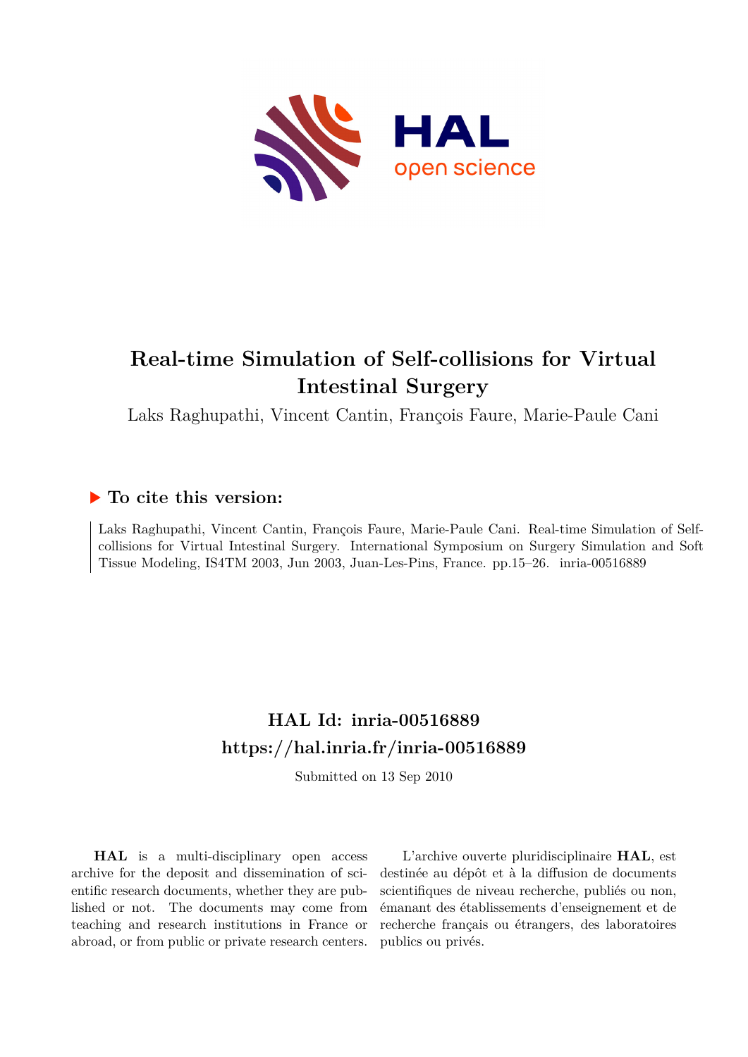# Real-time Simulation of Self-collisions for Virtual Intestinal Surgery

Laks Raghupathi, Vincent Cantin, François Faure, Marie-Paule Cani

## ▶ To cite this version:

Laks Raghupathi, Vincent Cantin, François Faure, Marie-Paule Cani. Real-time Simulation of Self-collisions for Virtual Intestinal Surgery. International Symposium on Surgery Simulation and Soft Tissue Modeling, IS4TM 2003, Jun 2003, Juan-Les-Pins, France. pp.15–26. inria-00516889

## HAL Id: inria-00516889
## https://hal.inria.fr/inria-00516889

Submitted on 13 Sep 2010

**HAL** is a multi-disciplinary open access archive for the deposit and dissemination of scientific research documents, whether they are published or not. The documents may come from teaching and research institutions in France or abroad, or from public or private research centers.

L'archive ouverte pluridisciplinaire **HAL**, est destinée au dépôt et à la diffusion de documents scientifiques de niveau recherche, publiés ou non, émanant des établissements d'enseignement et de recherche français ou étrangers, des laboratoires publics ou privés.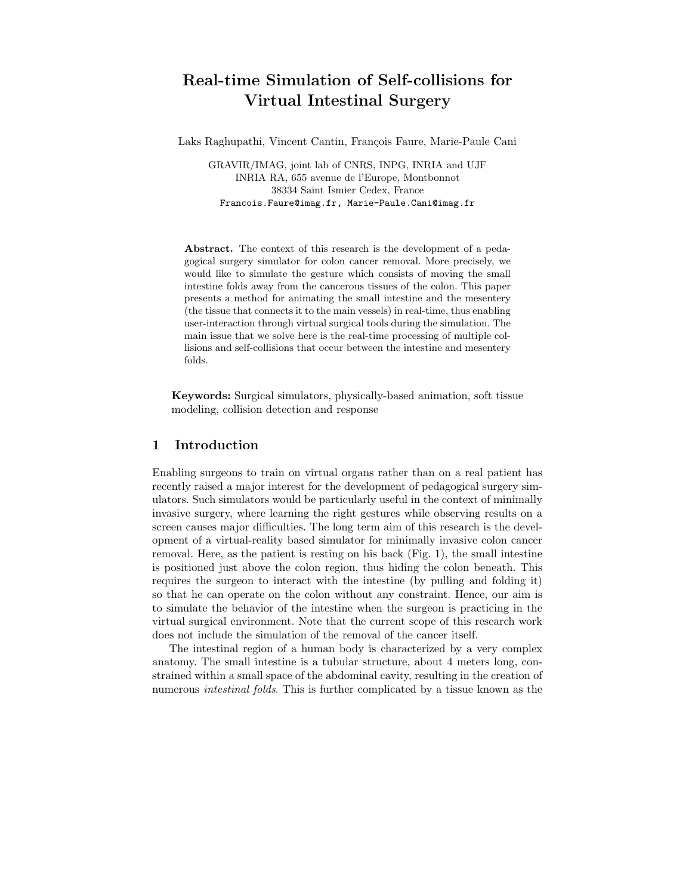# Real-time Simulation of Self-collisions for Virtual Intestinal Surgery

Laks Raghupathi, Vincent Cantin, François Faure, Marie-Paule Cani

GRAVIR/IMAG, joint lab of CNRS, INPG, INRIA and UJF  
INRIA RA, 655 avenue de l'Europe, Montbonnot  
38334 Saint Ismier Cedex, France  
Francois.Faure@imag.fr, Marie-Paule.Cani@imag.fr

**Abstract.** The context of this research is the development of a pedagogical surgery simulator for colon cancer removal. More precisely, we would like to simulate the gesture which consists of moving the small intestine folds away from the cancerous tissues of the colon. This paper presents a method for animating the small intestine and the mesentery (the tissue that connects it to the main vessels) in real-time, thus enabling user-interaction through virtual surgical tools during the simulation. The main issue that we solve here is the real-time processing of multiple collisions and self-collisions that occur between the intestine and mesentery folds.

**Keywords:** Surgical simulators, physically-based animation, soft tissue modeling, collision detection and response

## 1 Introduction

Enabling surgeons to train on virtual organs rather than on a real patient has recently raised a major interest for the development of pedagogical surgery simulators. Such simulators would be particularly useful in the context of minimally invasive surgery, where learning the right gestures while observing results on a screen causes major difficulties. The long term aim of this research is the development of a virtual-reality based simulator for minimally invasive colon cancer removal. Here, as the patient is resting on his back (Fig. 1), the small intestine is positioned just above the colon region, thus hiding the colon beneath. This requires the surgeon to interact with the intestine (by pulling and folding it) so that he can operate on the colon without any constraint. Hence, our aim is to simulate the behavior of the intestine when the surgeon is practicing in the virtual surgical environment. Note that the current scope of this research work does not include the simulation of the removal of the cancer itself.

The intestinal region of a human body is characterized by a very complex anatomy. The small intestine is a tubular structure, about 4 meters long, constrained within a small space of the abdominal cavity, resulting in the creation of numerous *intestinal folds*. This is further complicated by a tissue known as the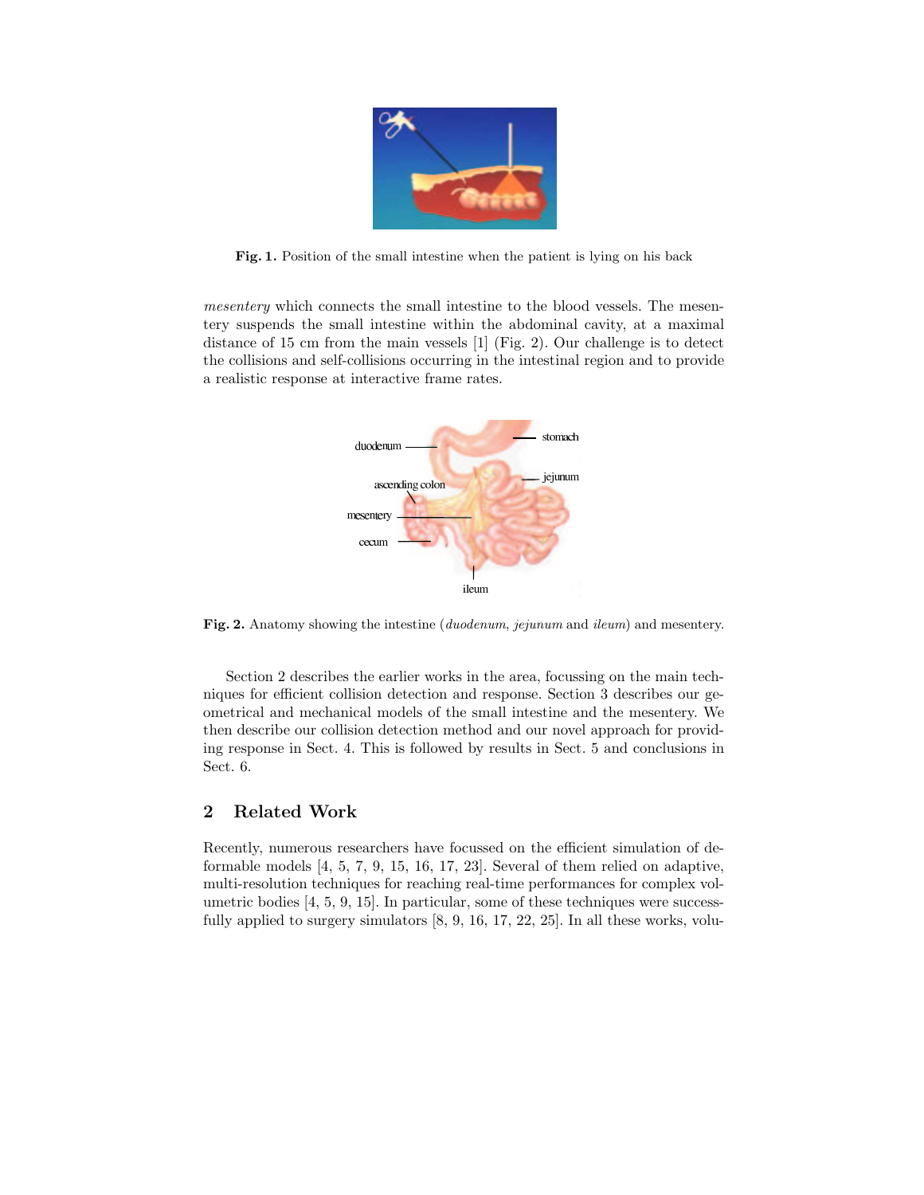Fig. 1. Position of the small intestine when the patient is lying on his back

*mesentery* which connects the small intestine to the blood vessels. The mesentery suspends the small intestine within the abdominal cavity, at a maximal distance of 15 cm from the main vessels [1] (Fig. 2). Our challenge is to detect the collisions and self-collisions occurring in the intestinal region and to provide a realistic response at interactive frame rates.

Fig. 2. Anatomy showing the intestine (*duodenum*, *jejunum* and *ileum*) and mesentery.

Section 2 describes the earlier works in the area, focussing on the main techniques for efficient collision detection and response. Section 3 describes our geometrical and mechanical models of the small intestine and the mesentery. We then describe our collision detection method and our novel approach for providing response in Sect. 4. This is followed by results in Sect. 5 and conclusions in Sect. 6.

## 2 Related Work

Recently, numerous researchers have focussed on the efficient simulation of deformable models [4, 5, 7, 9, 15, 16, 17, 23]. Several of them relied on adaptive, multi-resolution techniques for reaching real-time performances for complex volumetric bodies [4, 5, 9, 15]. In particular, some of these techniques were successfully applied to surgery simulators [8, 9, 16, 17, 22, 25]. In all these works, volu-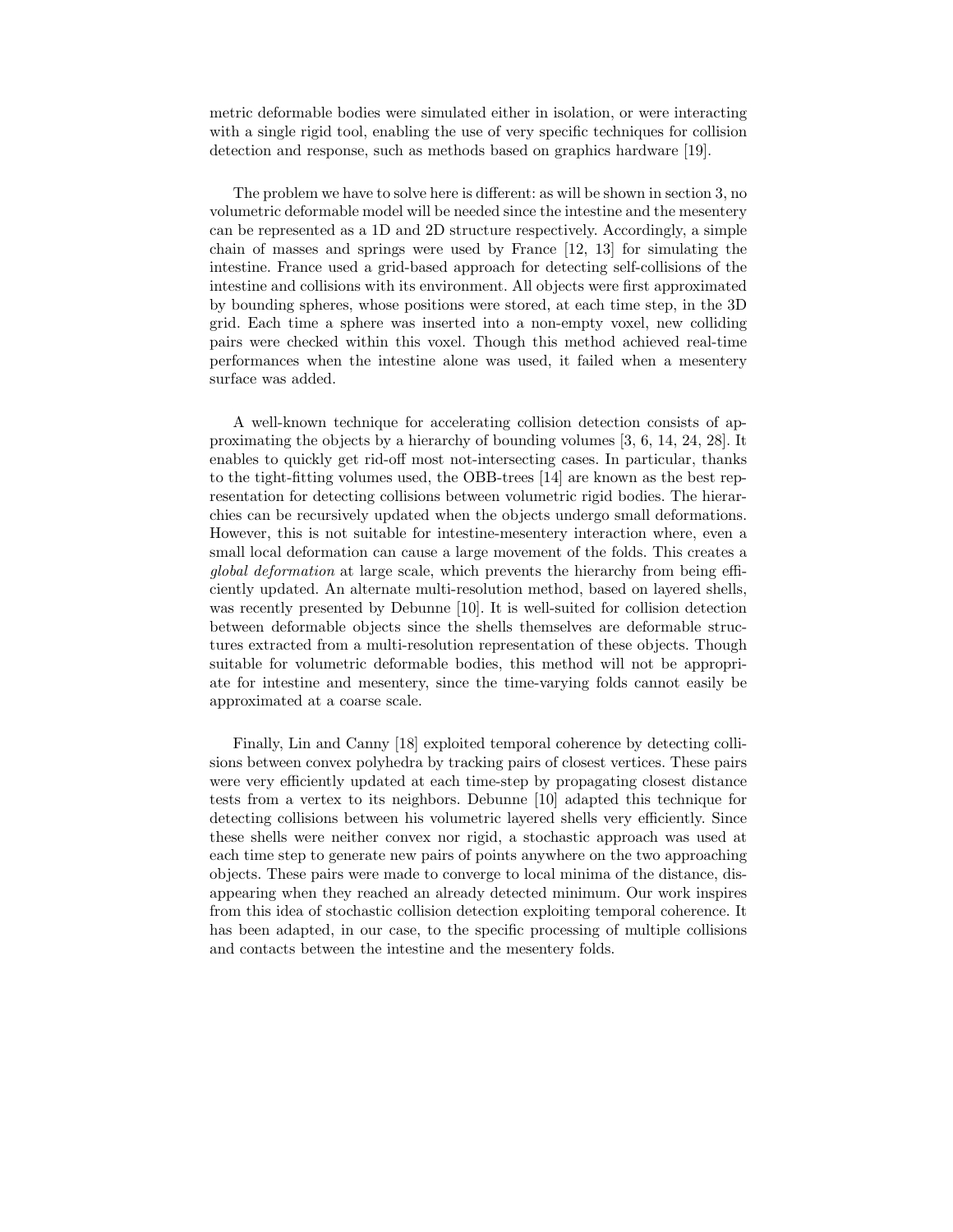metric deformable bodies were simulated either in isolation, or were interacting with a single rigid tool, enabling the use of very specific techniques for collision detection and response, such as methods based on graphics hardware [19].

The problem we have to solve here is different: as will be shown in section 3, no volumetric deformable model will be needed since the intestine and the mesentery can be represented as a 1D and 2D structure respectively. Accordingly, a simple chain of masses and springs were used by France [12, 13] for simulating the intestine. France used a grid-based approach for detecting self-collisions of the intestine and collisions with its environment. All objects were first approximated by bounding spheres, whose positions were stored, at each time step, in the 3D grid. Each time a sphere was inserted into a non-empty voxel, new colliding pairs were checked within this voxel. Though this method achieved real-time performances when the intestine alone was used, it failed when a mesentery surface was added.

A well-known technique for accelerating collision detection consists of approximating the objects by a hierarchy of bounding volumes [3, 6, 14, 24, 28]. It enables to quickly get rid-off most not-intersecting cases. In particular, thanks to the tight-fitting volumes used, the OBB-trees [14] are known as the best representation for detecting collisions between volumetric rigid bodies. The hierarchies can be recursively updated when the objects undergo small deformations. However, this is not suitable for intestine-mesentery interaction where, even a small local deformation can cause a large movement of the folds. This creates a *global deformation* at large scale, which prevents the hierarchy from being efficiently updated. An alternate multi-resolution method, based on layered shells, was recently presented by Debunne [10]. It is well-suited for collision detection between deformable objects since the shells themselves are deformable structures extracted from a multi-resolution representation of these objects. Though suitable for volumetric deformable bodies, this method will not be appropriate for intestine and mesentery, since the time-varying folds cannot easily be approximated at a coarse scale.

Finally, Lin and Canny [18] exploited temporal coherence by detecting collisions between convex polyhedra by tracking pairs of closest vertices. These pairs were very efficiently updated at each time-step by propagating closest distance tests from a vertex to its neighbors. Debunne [10] adapted this technique for detecting collisions between his volumetric layered shells very efficiently. Since these shells were neither convex nor rigid, a stochastic approach was used at each time step to generate new pairs of points anywhere on the two approaching objects. These pairs were made to converge to local minima of the distance, disappearing when they reached an already detected minimum. Our work inspires from this idea of stochastic collision detection exploiting temporal coherence. It has been adapted, in our case, to the specific processing of multiple collisions and contacts between the intestine and the mesentery folds.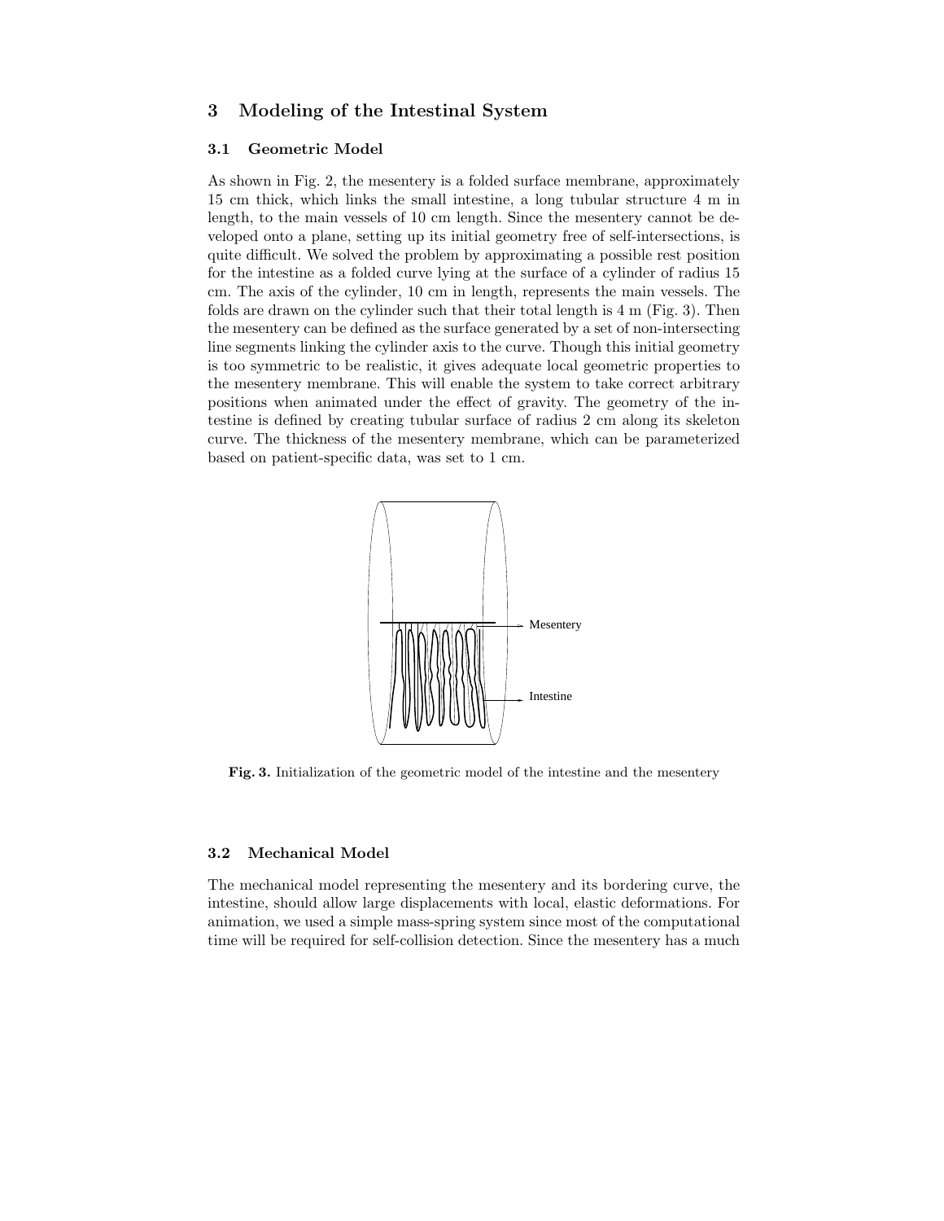## 3 Modeling of the Intestinal System

### 3.1 Geometric Model

As shown in Fig. 2, the mesentery is a folded surface membrane, approximately 15 cm thick, which links the small intestine, a long tubular structure 4 m in length, to the main vessels of 10 cm length. Since the mesentery cannot be developed onto a plane, setting up its initial geometry free of self-intersections, is quite difficult. We solved the problem by approximating a possible rest position for the intestine as a folded curve lying at the surface of a cylinder of radius 15 cm. The axis of the cylinder, 10 cm in length, represents the main vessels. The folds are drawn on the cylinder such that their total length is 4 m (Fig. 3). Then the mesentery can be defined as the surface generated by a set of non-intersecting line segments linking the cylinder axis to the curve. Though this initial geometry is too symmetric to be realistic, it gives adequate local geometric properties to the mesentery membrane. This will enable the system to take correct arbitrary positions when animated under the effect of gravity. The geometry of the intestine is defined by creating tubular surface of radius 2 cm along its skeleton curve. The thickness of the mesentery membrane, which can be parameterized based on patient-specific data, was set to 1 cm.

**Fig. 3.** Initialization of the geometric model of the intestine and the mesentery

### 3.2 Mechanical Model

The mechanical model representing the mesentery and its bordering curve, the intestine, should allow large displacements with local, elastic deformations. For animation, we used a simple mass-spring system since most of the computational time will be required for self-collision detection. Since the mesentery has a much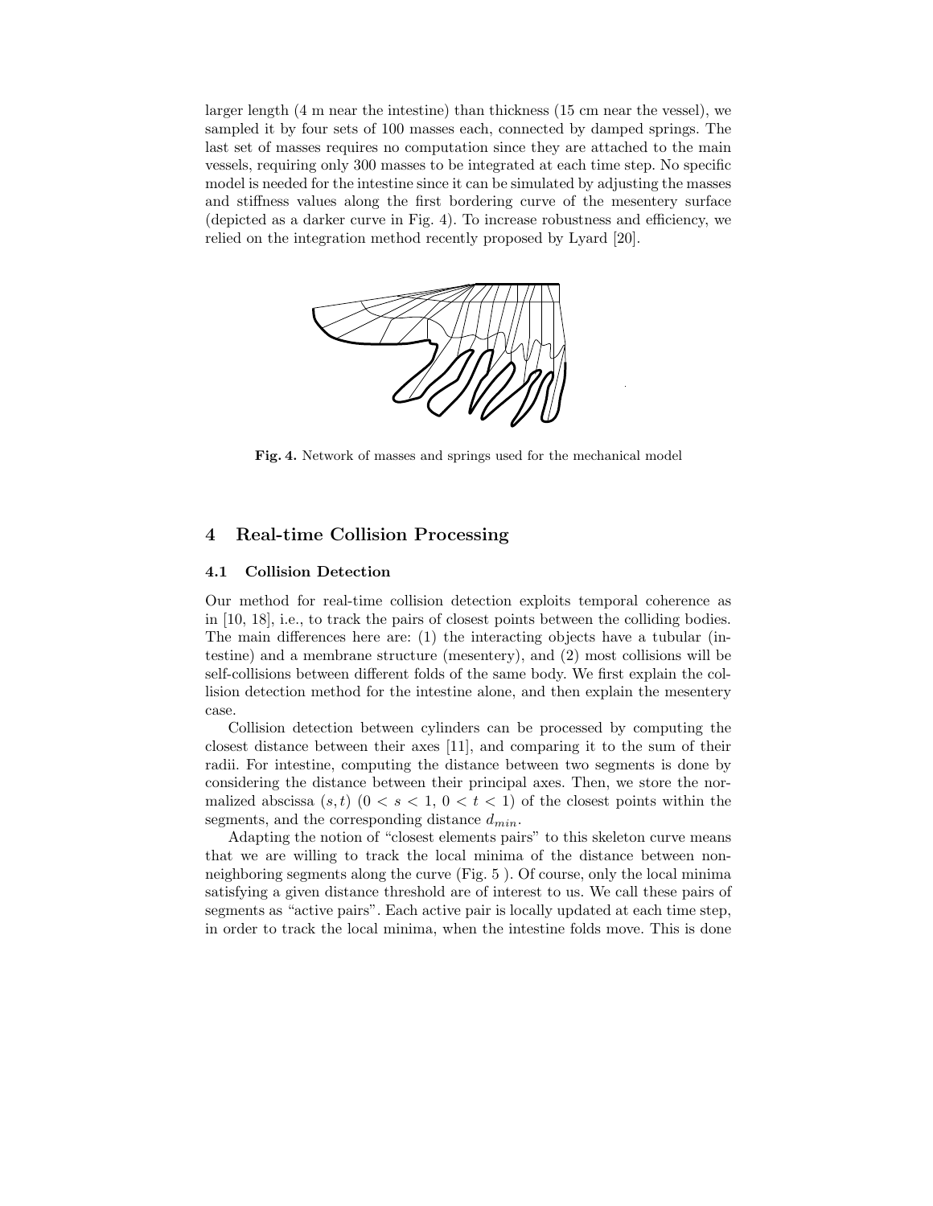larger length (4 m near the intestine) than thickness (15 cm near the vessel), we sampled it by four sets of 100 masses each, connected by damped springs. The last set of masses requires no computation since they are attached to the main vessels, requiring only 300 masses to be integrated at each time step. No specific model is needed for the intestine since it can be simulated by adjusting the masses and stiffness values along the first bordering curve of the mesentery surface (depicted as a darker curve in Fig. 4). To increase robustness and efficiency, we relied on the integration method recently proposed by Lyard [20].

**Fig. 4.** Network of masses and springs used for the mechanical model

## 4 Real-time Collision Processing

### 4.1 Collision Detection

Our method for real-time collision detection exploits temporal coherence as in [10, 18], i.e., to track the pairs of closest points between the colliding bodies. The main differences here are: (1) the interacting objects have a tubular (intestine) and a membrane structure (mesentery), and (2) most collisions will be self-collisions between different folds of the same body. We first explain the collision detection method for the intestine alone, and then explain the mesentery case.

Collision detection between cylinders can be processed by computing the closest distance between their axes [11], and comparing it to the sum of their radii. For intestine, computing the distance between two segments is done by considering the distance between their principal axes. Then, we store the normalized abscissa $(s, t)$ $(0 < s < 1,\ 0 < t < 1)$ of the closest points within the segments, and the corresponding distance $d_{min}$.

Adapting the notion of "closest elements pairs" to this skeleton curve means that we are willing to track the local minima of the distance between non-neighboring segments along the curve (Fig. 5 ). Of course, only the local minima satisfying a given distance threshold are of interest to us. We call these pairs of segments as "active pairs". Each active pair is locally updated at each time step, in order to track the local minima, when the intestine folds move. This is done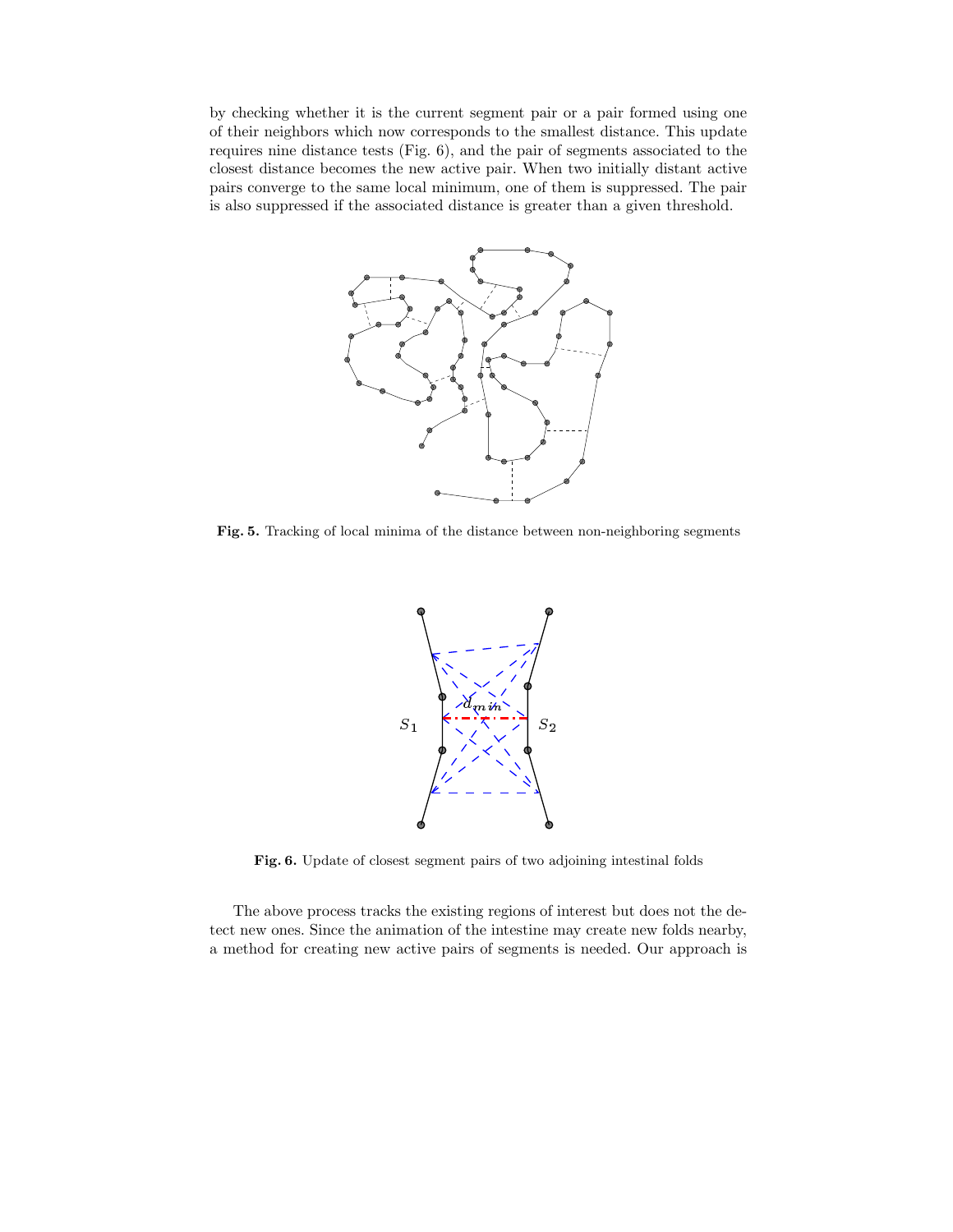by checking whether it is the current segment pair or a pair formed using one of their neighbors which now corresponds to the smallest distance. This update requires nine distance tests (Fig. 6), and the pair of segments associated to the closest distance becomes the new active pair. When two initially distant active pairs converge to the same local minimum, one of them is suppressed. The pair is also suppressed if the associated distance is greater than a given threshold.

**Fig. 5.** Tracking of local minima of the distance between non-neighboring segments

**Fig. 6.** Update of closest segment pairs of two adjoining intestinal folds

The above process tracks the existing regions of interest but does not the detect new ones. Since the animation of the intestine may create new folds nearby, a method for creating new active pairs of segments is needed. Our approach is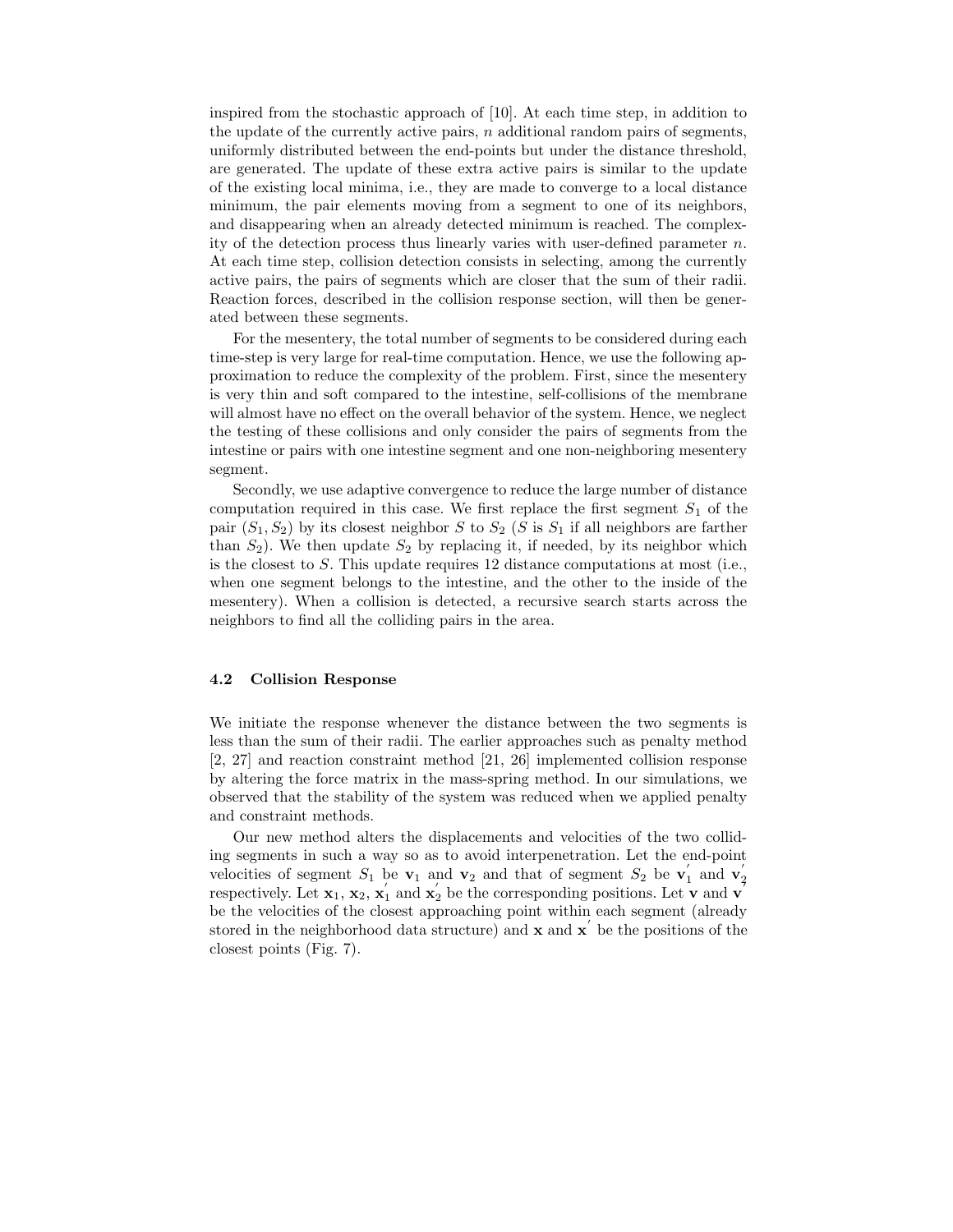inspired from the stochastic approach of [10]. At each time step, in addition to the update of the currently active pairs, $n$ additional random pairs of segments, uniformly distributed between the end-points but under the distance threshold, are generated. The update of these extra active pairs is similar to the update of the existing local minima, i.e., they are made to converge to a local distance minimum, the pair elements moving from a segment to one of its neighbors, and disappearing when an already detected minimum is reached. The complexity of the detection process thus linearly varies with user-defined parameter $n$. At each time step, collision detection consists in selecting, among the currently active pairs, the pairs of segments which are closer that the sum of their radii. Reaction forces, described in the collision response section, will then be generated between these segments.

For the mesentery, the total number of segments to be considered during each time-step is very large for real-time computation. Hence, we use the following approximation to reduce the complexity of the problem. First, since the mesentery is very thin and soft compared to the intestine, self-collisions of the membrane will almost have no effect on the overall behavior of the system. Hence, we neglect the testing of these collisions and only consider the pairs of segments from the intestine or pairs with one intestine segment and one non-neighboring mesentery segment.

Secondly, we use adaptive convergence to reduce the large number of distance computation required in this case. We first replace the first segment $S_1$ of the pair $(S_1, S_2)$ by its closest neighbor $S$ to $S_2$ ($S$ is $S_1$ if all neighbors are farther than $S_2$). We then update $S_2$ by replacing it, if needed, by its neighbor which is the closest to $S$. This update requires 12 distance computations at most (i.e., when one segment belongs to the intestine, and the other to the inside of the mesentery). When a collision is detected, a recursive search starts across the neighbors to find all the colliding pairs in the area.

### 4.2 Collision Response

We initiate the response whenever the distance between the two segments is less than the sum of their radii. The earlier approaches such as penalty method [2, 27] and reaction constraint method [21, 26] implemented collision response by altering the force matrix in the mass-spring method. In our simulations, we observed that the stability of the system was reduced when we applied penalty and constraint methods.

Our new method alters the displacements and velocities of the two colliding segments in such a way so as to avoid interpenetration. Let the end-point velocities of segment $S_1$ be $\mathbf{v}_1$ and $\mathbf{v}_2$ and that of segment $S_2$ be $\mathbf{v}_1^{'}$ and $\mathbf{v}_2^{'}$ respectively. Let $\mathbf{x}_1$, $\mathbf{x}_2$, $\mathbf{x}_1^{'}$ and $\mathbf{x}_2^{'}$ be the corresponding positions. Let $\mathbf{v}$ and $\mathbf{v}^{'}$ be the velocities of the closest approaching point within each segment (already stored in the neighborhood data structure) and $\mathbf{x}$ and $\mathbf{x}^{'}$ be the positions of the closest points (Fig. 7).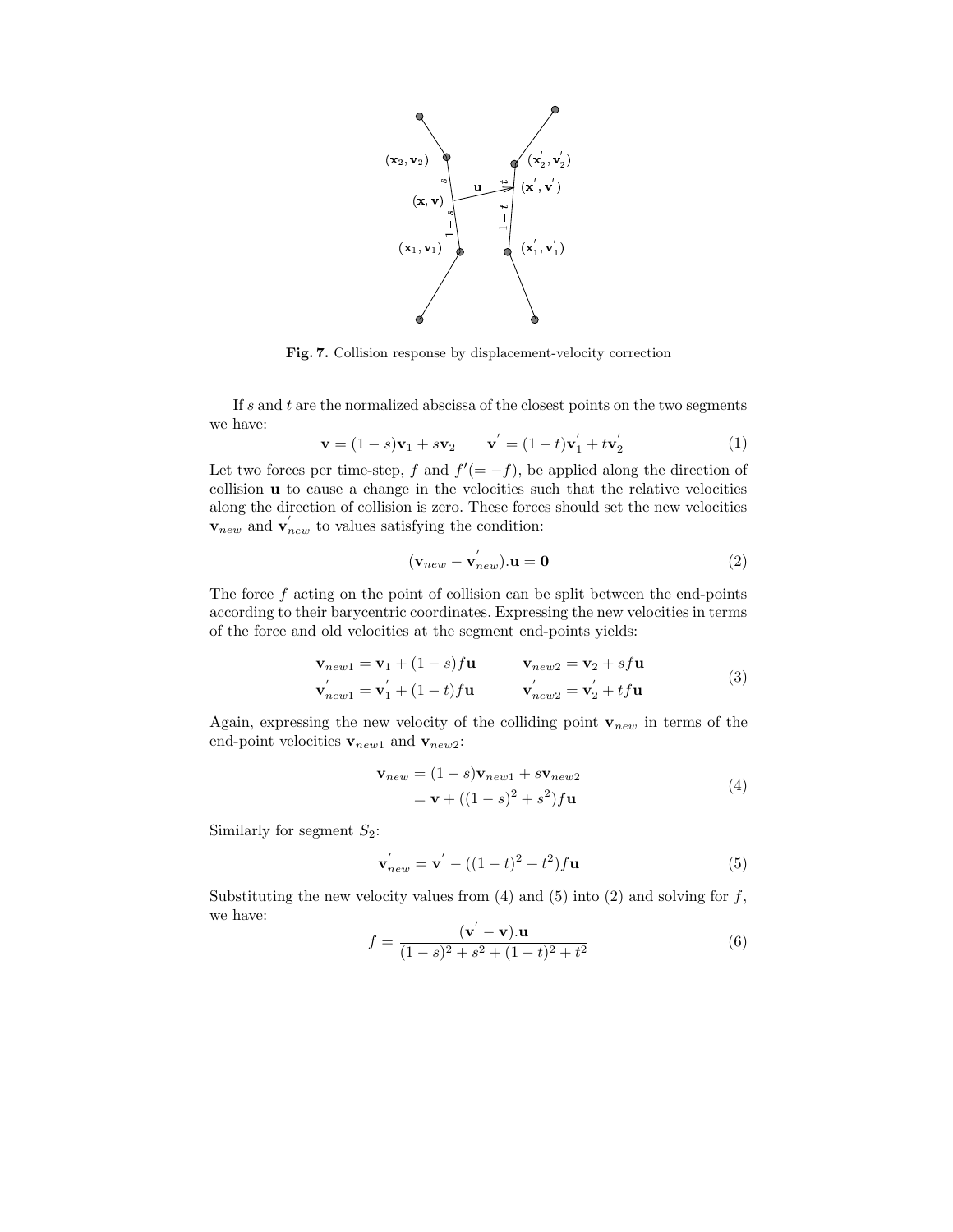**Fig. 7.** Collision response by displacement-velocity correction

If $s$ and $t$ are the normalized abscissa of the closest points on the two segments we have:

$$\mathbf{v} = (1-s)\mathbf{v}_1 + s\mathbf{v}_2 \qquad \mathbf{v}^{'} = (1-t)\mathbf{v}_1^{'} + t\mathbf{v}_2^{'} \tag{1}$$

Let two forces per time-step, $f$ and $f'(=-f)$, be applied along the direction of collision $\mathbf{u}$ to cause a change in the velocities such that the relative velocities along the direction of collision is zero. These forces should set the new velocities $\mathbf{v}_{new}$ and $\mathbf{v}_{new}^{'}$ to values satisfying the condition:

$$(\mathbf{v}_{new} - \mathbf{v}_{new}^{'}).\mathbf{u} = \mathbf{0} \tag{2}$$

The force $f$ acting on the point of collision can be split between the end-points according to their barycentric coordinates. Expressing the new velocities in terms of the force and old velocities at the segment end-points yields:

$$\begin{aligned} \mathbf{v}_{new1} &= \mathbf{v}_1 + (1-s)f\mathbf{u} \qquad & \mathbf{v}_{new2} &= \mathbf{v}_2 + sf\mathbf{u} \\ \mathbf{v}_{new1}^{'} &= \mathbf{v}_1^{'} + (1-t)f\mathbf{u} \qquad & \mathbf{v}_{new2}^{'} &= \mathbf{v}_2^{'} + tf\mathbf{u} \end{aligned} \tag{3}$$

Again, expressing the new velocity of the colliding point $\mathbf{v}_{new}$ in terms of the end-point velocities $\mathbf{v}_{new1}$ and $\mathbf{v}_{new2}$:

$$\begin{aligned} \mathbf{v}_{new} &= (1-s)\mathbf{v}_{new1} + s\mathbf{v}_{new2} \\ &= \mathbf{v} + ((1-s)^2 + s^2)f\mathbf{u} \end{aligned} \tag{4}$$

Similarly for segment $S_2$:

$$\mathbf{v}_{new}^{'} = \mathbf{v}^{'} - ((1-t)^2 + t^2)f\mathbf{u} \tag{5}$$

Substituting the new velocity values from (4) and (5) into (2) and solving for $f$, we have:

$$f = \frac{(\mathbf{v}^{'} - \mathbf{v}).\mathbf{u}}{(1-s)^2 + s^2 + (1-t)^2 + t^2} \tag{6}$$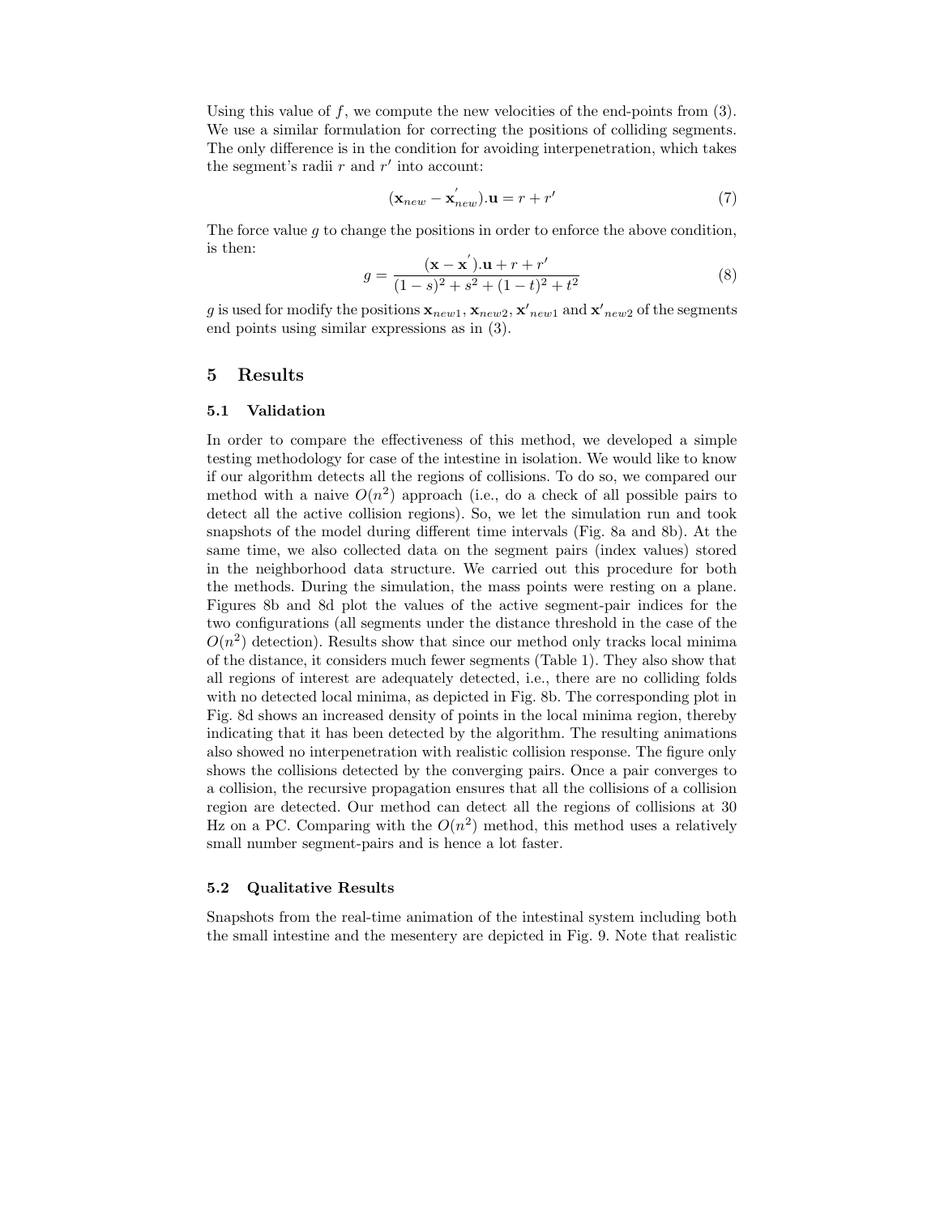Using this value of $f$, we compute the new velocities of the end-points from (3). We use a similar formulation for correcting the positions of colliding segments. The only difference is in the condition for avoiding interpenetration, which takes the segment's radii $r$ and $r'$ into account:

$$(\mathbf{x}_{new} - \mathbf{x}^{'}_{new}).\mathbf{u} = r + r' \tag{7}$$

The force value $g$ to change the positions in order to enforce the above condition, is then:

$$g = \frac{(\mathbf{x} - \mathbf{x}^{'}).\mathbf{u} + r + r'}{(1-s)^2 + s^2 + (1-t)^2 + t^2} \tag{8}$$

$g$ is used for modify the positions $\mathbf{x}_{new1}$, $\mathbf{x}_{new2}$, $\mathbf{x'}_{new1}$ and $\mathbf{x'}_{new2}$ of the segments end points using similar expressions as in (3).

## 5 Results

### 5.1 Validation

In order to compare the effectiveness of this method, we developed a simple testing methodology for case of the intestine in isolation. We would like to know if our algorithm detects all the regions of collisions. To do so, we compared our method with a naive $O(n^2)$ approach (i.e., do a check of all possible pairs to detect all the active collision regions). So, we let the simulation run and took snapshots of the model during different time intervals (Fig. 8a and 8b). At the same time, we also collected data on the segment pairs (index values) stored in the neighborhood data structure. We carried out this procedure for both the methods. During the simulation, the mass points were resting on a plane. Figures 8b and 8d plot the values of the active segment-pair indices for the two configurations (all segments under the distance threshold in the case of the $O(n^2)$ detection). Results show that since our method only tracks local minima of the distance, it considers much fewer segments (Table 1). They also show that all regions of interest are adequately detected, i.e., there are no colliding folds with no detected local minima, as depicted in Fig. 8b. The corresponding plot in Fig. 8d shows an increased density of points in the local minima region, thereby indicating that it has been detected by the algorithm. The resulting animations also showed no interpenetration with realistic collision response. The figure only shows the collisions detected by the converging pairs. Once a pair converges to a collision, the recursive propagation ensures that all the collisions of a collision region are detected. Our method can detect all the regions of collisions at 30 Hz on a PC. Comparing with the $O(n^2)$ method, this method uses a relatively small number segment-pairs and is hence a lot faster.

### 5.2 Qualitative Results

Snapshots from the real-time animation of the intestinal system including both the small intestine and the mesentery are depicted in Fig. 9. Note that realistic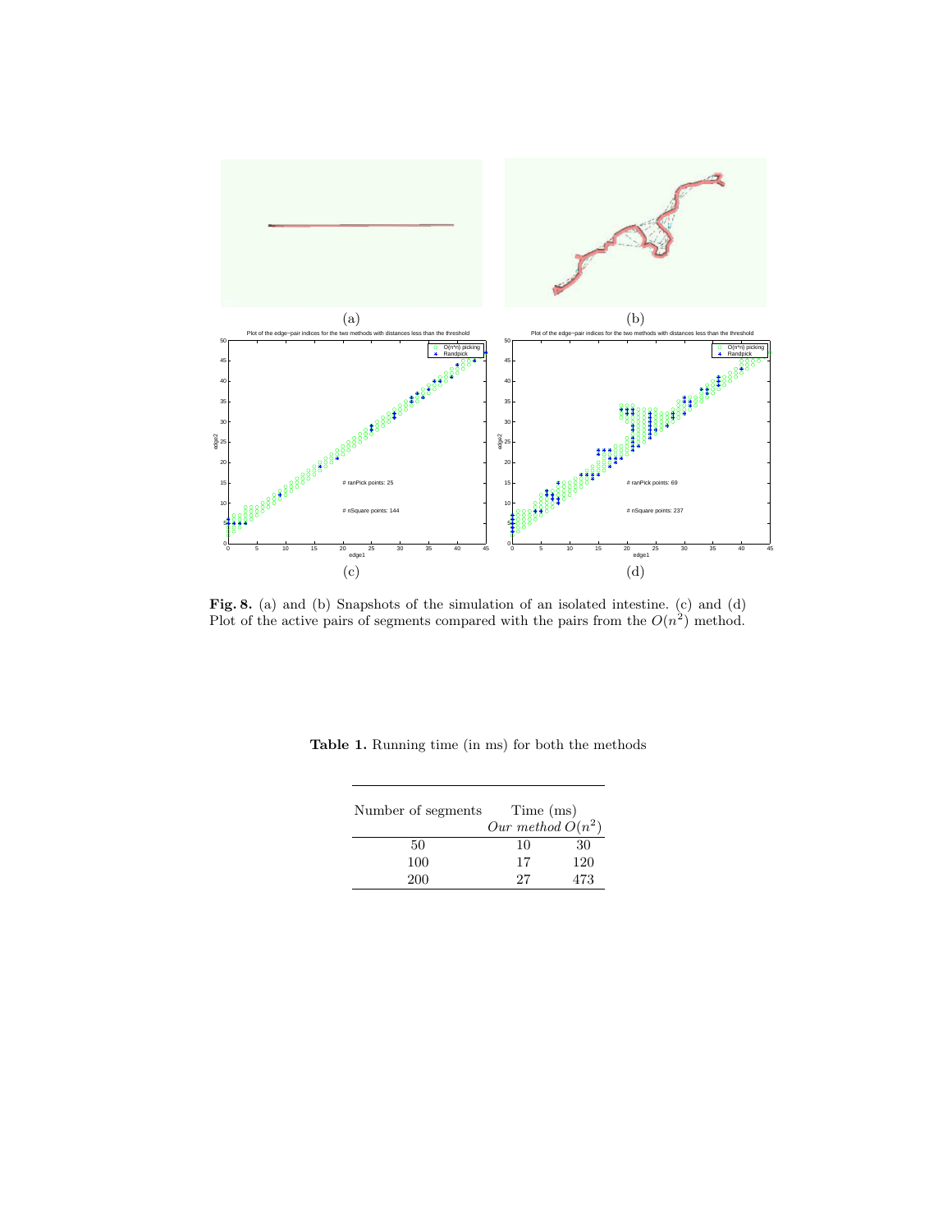**Fig. 8.** (a) and (b) Snapshots of the simulation of an isolated intestine. (c) and (d) Plot of the active pairs of segments compared with the pairs from the $O(n^2)$ method.

**Table 1.** Running time (in ms) for both the methods

| Number of segments | Time (ms) | |
|---|---|---|
| | *Our method* | $O(n^2)$ |
| 50 | 10 | 30 |
| 100 | 17 | 120 |
| 200 | 27 | 473 |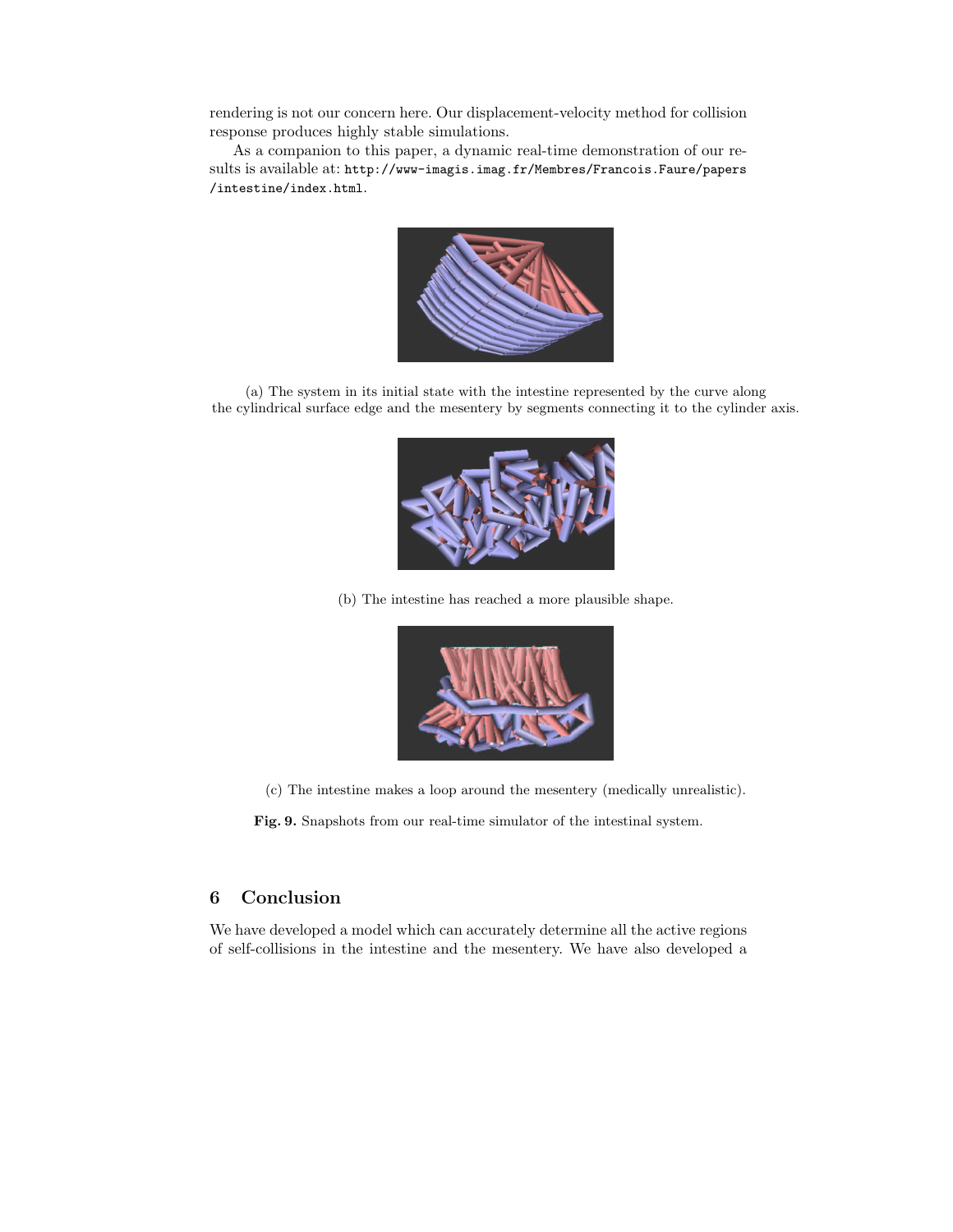rendering is not our concern here. Our displacement-velocity method for collision response produces highly stable simulations.

As a companion to this paper, a dynamic real-time demonstration of our results is available at: http://www-imagis.imag.fr/Membres/Francois.Faure/papers/intestine/index.html.

(a) The system in its initial state with the intestine represented by the curve along the cylindrical surface edge and the mesentery by segments connecting it to the cylinder axis.

(b) The intestine has reached a more plausible shape.

(c) The intestine makes a loop around the mesentery (medically unrealistic).

**Fig. 9.** Snapshots from our real-time simulator of the intestinal system.

## 6 Conclusion

We have developed a model which can accurately determine all the active regions of self-collisions in the intestine and the mesentery. We have also developed a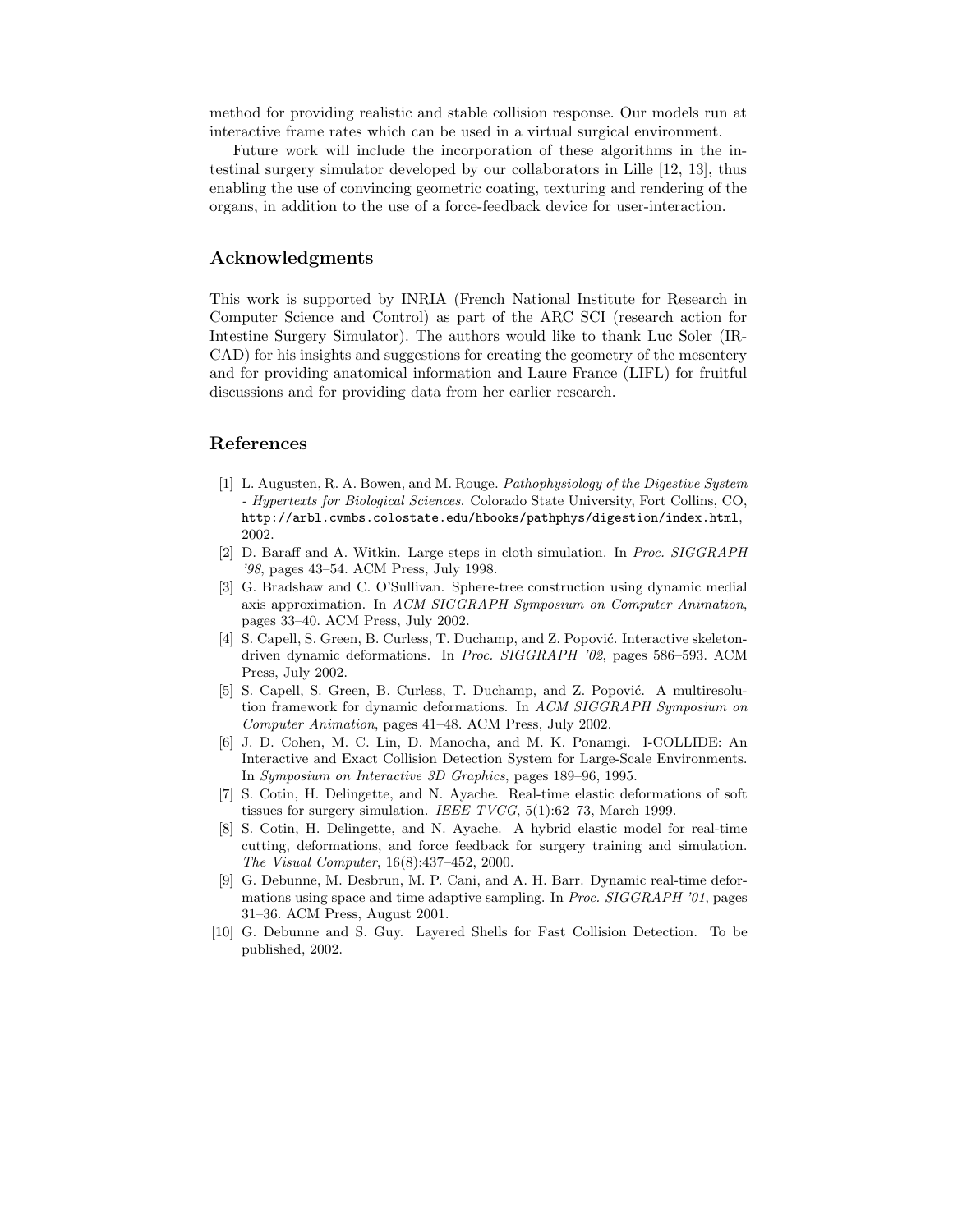method for providing realistic and stable collision response. Our models run at interactive frame rates which can be used in a virtual surgical environment.

Future work will include the incorporation of these algorithms in the intestinal surgery simulator developed by our collaborators in Lille [12, 13], thus enabling the use of convincing geometric coating, texturing and rendering of the organs, in addition to the use of a force-feedback device for user-interaction.

## Acknowledgments

This work is supported by INRIA (French National Institute for Research in Computer Science and Control) as part of the ARC SCI (research action for Intestine Surgery Simulator). The authors would like to thank Luc Soler (IRCAD) for his insights and suggestions for creating the geometry of the mesentery and for providing anatomical information and Laure France (LIFL) for fruitful discussions and for providing data from her earlier research.

## References

[1] L. Augusten, R. A. Bowen, and M. Rouge. *Pathophysiology of the Digestive System - Hypertexts for Biological Sciences*. Colorado State University, Fort Collins, CO, `http://arbl.cvmbs.colostate.edu/hbooks/pathphys/digestion/index.html`, 2002.

[2] D. Baraff and A. Witkin. Large steps in cloth simulation. In *Proc. SIGGRAPH '98*, pages 43–54. ACM Press, July 1998.

[3] G. Bradshaw and C. O'Sullivan. Sphere-tree construction using dynamic medial axis approximation. In *ACM SIGGRAPH Symposium on Computer Animation*, pages 33–40. ACM Press, July 2002.

[4] S. Capell, S. Green, B. Curless, T. Duchamp, and Z. Popović. Interactive skeleton-driven dynamic deformations. In *Proc. SIGGRAPH '02*, pages 586–593. ACM Press, July 2002.

[5] S. Capell, S. Green, B. Curless, T. Duchamp, and Z. Popović. A multiresolution framework for dynamic deformations. In *ACM SIGGRAPH Symposium on Computer Animation*, pages 41–48. ACM Press, July 2002.

[6] J. D. Cohen, M. C. Lin, D. Manocha, and M. K. Ponamgi. I-COLLIDE: An Interactive and Exact Collision Detection System for Large-Scale Environments. In *Symposium on Interactive 3D Graphics*, pages 189–96, 1995.

[7] S. Cotin, H. Delingette, and N. Ayache. Real-time elastic deformations of soft tissues for surgery simulation. *IEEE TVCG*, 5(1):62–73, March 1999.

[8] S. Cotin, H. Delingette, and N. Ayache. A hybrid elastic model for real-time cutting, deformations, and force feedback for surgery training and simulation. *The Visual Computer*, 16(8):437–452, 2000.

[9] G. Debunne, M. Desbrun, M. P. Cani, and A. H. Barr. Dynamic real-time deformations using space and time adaptive sampling. In *Proc. SIGGRAPH '01*, pages 31–36. ACM Press, August 2001.

[10] G. Debunne and S. Guy. Layered Shells for Fast Collision Detection. To be published, 2002.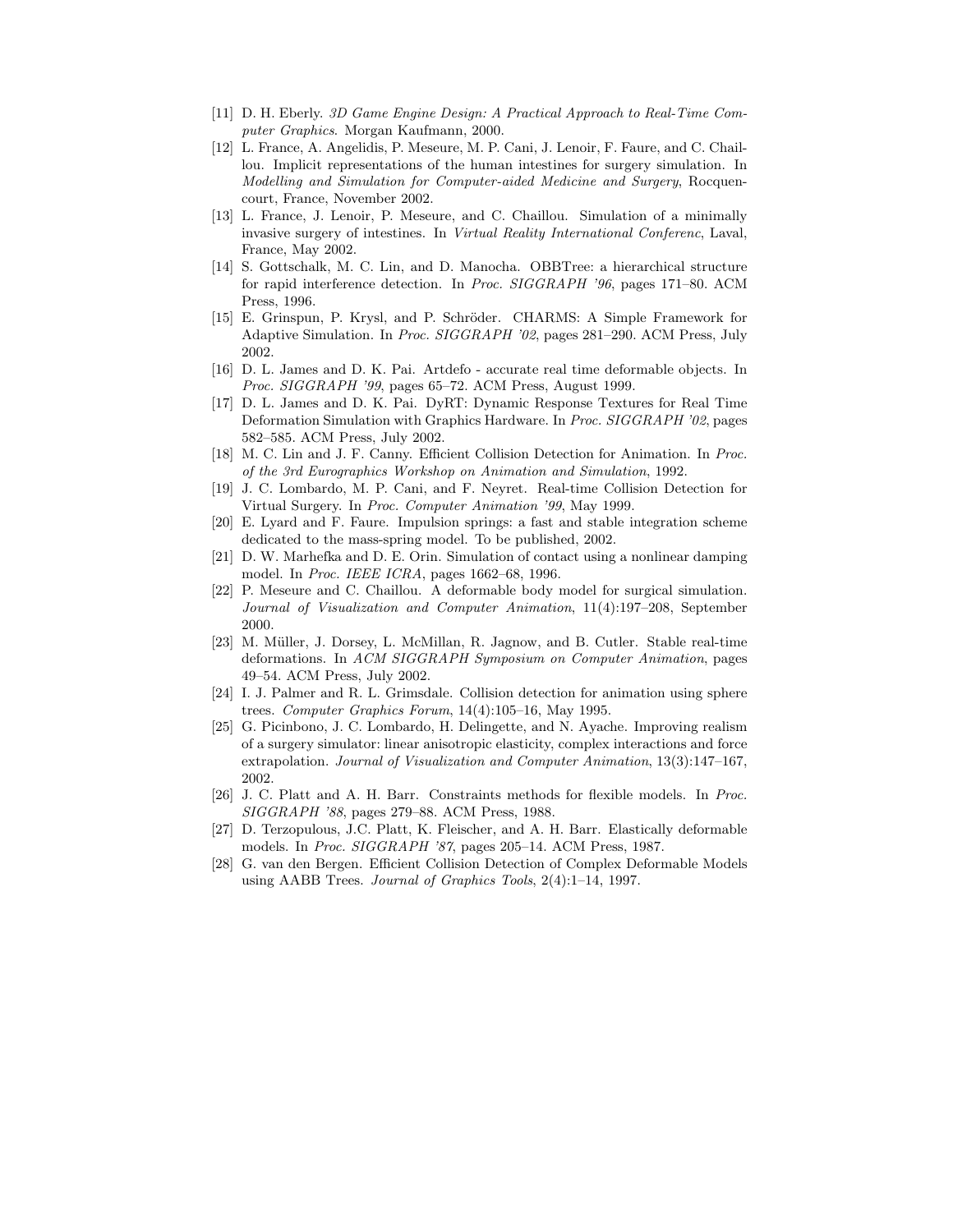[11] D. H. Eberly. *3D Game Engine Design: A Practical Approach to Real-Time Computer Graphics*. Morgan Kaufmann, 2000.

[12] L. France, A. Angelidis, P. Meseure, M. P. Cani, J. Lenoir, F. Faure, and C. Chaillou. Implicit representations of the human intestines for surgery simulation. In *Modelling and Simulation for Computer-aided Medicine and Surgery*, Rocquencourt, France, November 2002.

[13] L. France, J. Lenoir, P. Meseure, and C. Chaillou. Simulation of a minimally invasive surgery of intestines. In *Virtual Reality International Conferenc*, Laval, France, May 2002.

[14] S. Gottschalk, M. C. Lin, and D. Manocha. OBBTree: a hierarchical structure for rapid interference detection. In *Proc. SIGGRAPH '96*, pages 171–80. ACM Press, 1996.

[15] E. Grinspun, P. Krysl, and P. Schröder. CHARMS: A Simple Framework for Adaptive Simulation. In *Proc. SIGGRAPH '02*, pages 281–290. ACM Press, July 2002.

[16] D. L. James and D. K. Pai. Artdefo - accurate real time deformable objects. In *Proc. SIGGRAPH '99*, pages 65–72. ACM Press, August 1999.

[17] D. L. James and D. K. Pai. DyRT: Dynamic Response Textures for Real Time Deformation Simulation with Graphics Hardware. In *Proc. SIGGRAPH '02*, pages 582–585. ACM Press, July 2002.

[18] M. C. Lin and J. F. Canny. Efficient Collision Detection for Animation. In *Proc. of the 3rd Eurographics Workshop on Animation and Simulation*, 1992.

[19] J. C. Lombardo, M. P. Cani, and F. Neyret. Real-time Collision Detection for Virtual Surgery. In *Proc. Computer Animation '99*, May 1999.

[20] E. Lyard and F. Faure. Impulsion springs: a fast and stable integration scheme dedicated to the mass-spring model. To be published, 2002.

[21] D. W. Marhefka and D. E. Orin. Simulation of contact using a nonlinear damping model. In *Proc. IEEE ICRA*, pages 1662–68, 1996.

[22] P. Meseure and C. Chaillou. A deformable body model for surgical simulation. *Journal of Visualization and Computer Animation*, 11(4):197–208, September 2000.

[23] M. Müller, J. Dorsey, L. McMillan, R. Jagnow, and B. Cutler. Stable real-time deformations. In *ACM SIGGRAPH Symposium on Computer Animation*, pages 49–54. ACM Press, July 2002.

[24] I. J. Palmer and R. L. Grimsdale. Collision detection for animation using sphere trees. *Computer Graphics Forum*, 14(4):105–16, May 1995.

[25] G. Picinbono, J. C. Lombardo, H. Delingette, and N. Ayache. Improving realism of a surgery simulator: linear anisotropic elasticity, complex interactions and force extrapolation. *Journal of Visualization and Computer Animation*, 13(3):147–167, 2002.

[26] J. C. Platt and A. H. Barr. Constraints methods for flexible models. In *Proc. SIGGRAPH '88*, pages 279–88. ACM Press, 1988.

[27] D. Terzopulous, J.C. Platt, K. Fleischer, and A. H. Barr. Elastically deformable models. In *Proc. SIGGRAPH '87*, pages 205–14. ACM Press, 1987.

[28] G. van den Bergen. Efficient Collision Detection of Complex Deformable Models using AABB Trees. *Journal of Graphics Tools*, 2(4):1–14, 1997.